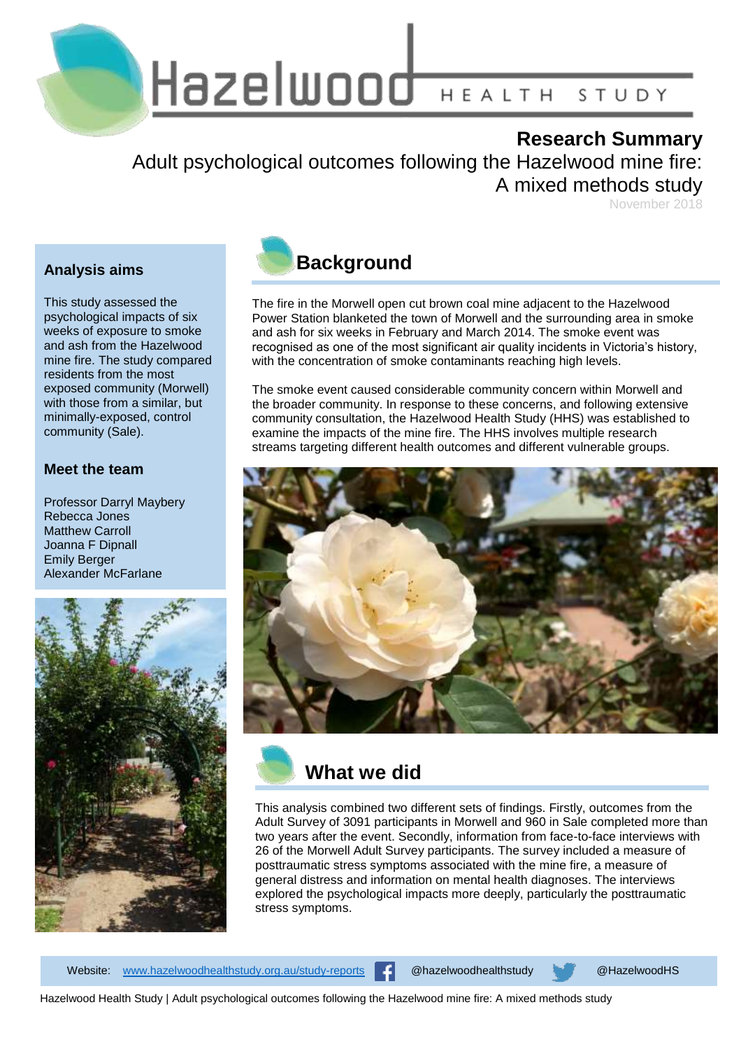# Hazelwood HEALTH STUDY

## Research Summary

Adult psychological outcomes following the Hazelwood mine fire: A mixed methods study

November 2018

### Analysis aims

This study assessed the psychological impacts of six weeks of exposure to smoke and ash from the Hazelwood mine fire. The study compared residents from the most exposed community (Morwell) with those from a similar, but minimally-exposed, control community (Sale).

### Meet the team

Professor Darryl Maybery
Rebecca Jones
Matthew Carroll
Joanna F Dipnall
Emily Berger
Alexander McFarlane

## Background

The fire in the Morwell open cut brown coal mine adjacent to the Hazelwood Power Station blanketed the town of Morwell and the surrounding area in smoke and ash for six weeks in February and March 2014. The smoke event was recognised as one of the most significant air quality incidents in Victoria's history, with the concentration of smoke contaminants reaching high levels.

The smoke event caused considerable community concern within Morwell and the broader community. In response to these concerns, and following extensive community consultation, the Hazelwood Health Study (HHS) was established to examine the impacts of the mine fire. The HHS involves multiple research streams targeting different health outcomes and different vulnerable groups.

## What we did

This analysis combined two different sets of findings. Firstly, outcomes from the Adult Survey of 3091 participants in Morwell and 960 in Sale completed more than two years after the event. Secondly, information from face-to-face interviews with 26 of the Morwell Adult Survey participants. The survey included a measure of posttraumatic stress symptoms associated with the mine fire, a measure of general distress and information on mental health diagnoses. The interviews explored the psychological impacts more deeply, particularly the posttraumatic stress symptoms.

Website: www.hazelwoodhealthstudy.org.au/study-reports @hazelwoodhealthstudy @HazelwoodHS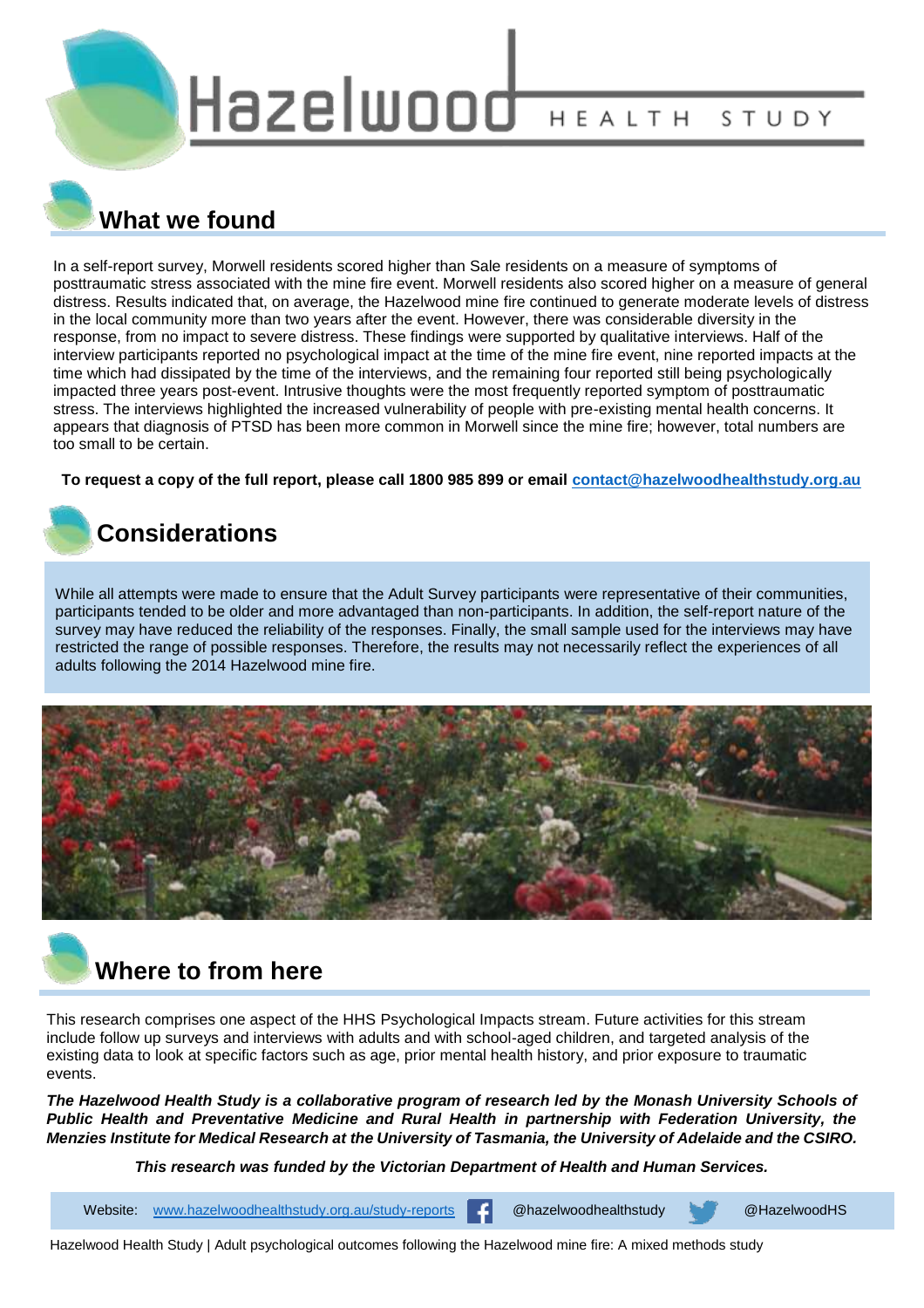# Hazelwood HEALTH STUDY

## What we found

In a self-report survey, Morwell residents scored higher than Sale residents on a measure of symptoms of posttraumatic stress associated with the mine fire event. Morwell residents also scored higher on a measure of general distress. Results indicated that, on average, the Hazelwood mine fire continued to generate moderate levels of distress in the local community more than two years after the event. However, there was considerable diversity in the response, from no impact to severe distress. These findings were supported by qualitative interviews. Half of the interview participants reported no psychological impact at the time of the mine fire event, nine reported impacts at the time which had dissipated by the time of the interviews, and the remaining four reported still being psychologically impacted three years post-event. Intrusive thoughts were the most frequently reported symptom of posttraumatic stress. The interviews highlighted the increased vulnerability of people with pre-existing mental health concerns. It appears that diagnosis of PTSD has been more common in Morwell since the mine fire; however, total numbers are too small to be certain.

**To request a copy of the full report, please call 1800 985 899 or email contact@hazelwoodhealthstudy.org.au**

## Considerations

While all attempts were made to ensure that the Adult Survey participants were representative of their communities, participants tended to be older and more advantaged than non-participants. In addition, the self-report nature of the survey may have reduced the reliability of the responses. Finally, the small sample used for the interviews may have restricted the range of possible responses. Therefore, the results may not necessarily reflect the experiences of all adults following the 2014 Hazelwood mine fire.

## Where to from here

This research comprises one aspect of the HHS Psychological Impacts stream. Future activities for this stream include follow up surveys and interviews with adults and with school-aged children, and targeted analysis of the existing data to look at specific factors such as age, prior mental health history, and prior exposure to traumatic events.

***The Hazelwood Health Study is a collaborative program of research led by the Monash University Schools of Public Health and Preventative Medicine and Rural Health in partnership with Federation University, the Menzies Institute for Medical Research at the University of Tasmania, the University of Adelaide and the CSIRO.***

***This research was funded by the Victorian Department of Health and Human Services.***

Website: www.hazelwoodhealthstudy.org.au/study-reports @hazelwoodhealthstudy @HazelwoodHS

Hazelwood Health Study | Adult psychological outcomes following the Hazelwood mine fire: A mixed methods study